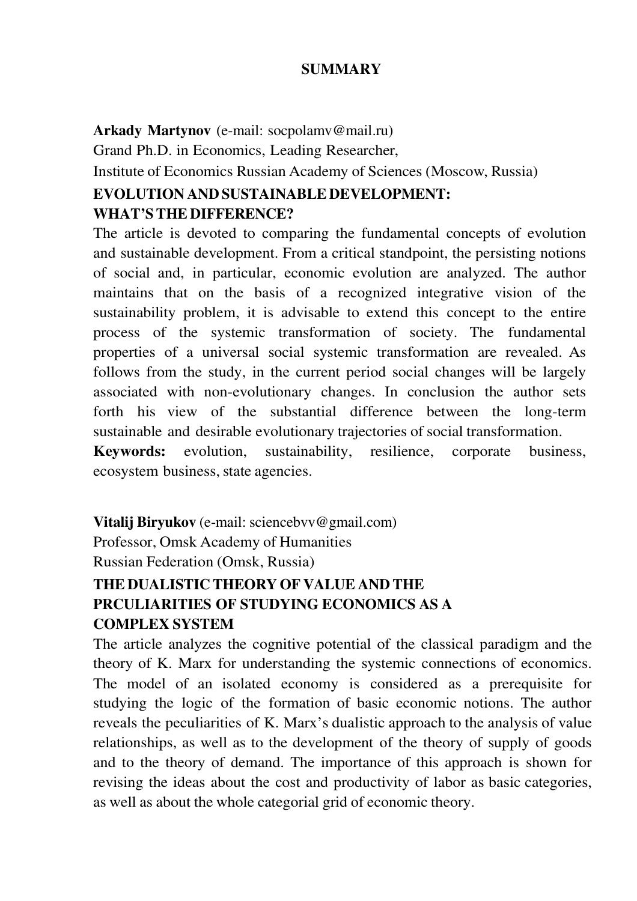# SUMMARY

**Arkady Martynov** (e-mail: socpolamv@mail.ru)
Grand Ph.D. in Economics, Leading Researcher,
Institute of Economics Russian Academy of Sciences (Moscow, Russia)

**EVOLUTION AND SUSTAINABLE DEVELOPMENT: WHAT'S THE DIFFERENCE?**

The article is devoted to comparing the fundamental concepts of evolution and sustainable development. From a critical standpoint, the persisting notions of social and, in particular, economic evolution are analyzed. The author maintains that on the basis of a recognized integrative vision of the sustainability problem, it is advisable to extend this concept to the entire process of the systemic transformation of society. The fundamental properties of a universal social systemic transformation are revealed. As follows from the study, in the current period social changes will be largely associated with non-evolutionary changes. In conclusion the author sets forth his view of the substantial difference between the long-term sustainable and desirable evolutionary trajectories of social transformation.

**Keywords:** evolution, sustainability, resilience, corporate business, ecosystem business, state agencies.

**Vitalij Biryukov** (e-mail: sciencebvv@gmail.com)
Professor, Omsk Academy of Humanities
Russian Federation (Omsk, Russia)

**THE DUALISTIC THEORY OF VALUE AND THE PRCULIARITIES OF STUDYING ECONOMICS AS A COMPLEX SYSTEM**

The article analyzes the cognitive potential of the classical paradigm and the theory of K. Marx for understanding the systemic connections of economics. The model of an isolated economy is considered as a prerequisite for studying the logic of the formation of basic economic notions. The author reveals the peculiarities of K. Marx's dualistic approach to the analysis of value relationships, as well as to the development of the theory of supply of goods and to the theory of demand. The importance of this approach is shown for revising the ideas about the cost and productivity of labor as basic categories, as well as about the whole categorial grid of economic theory.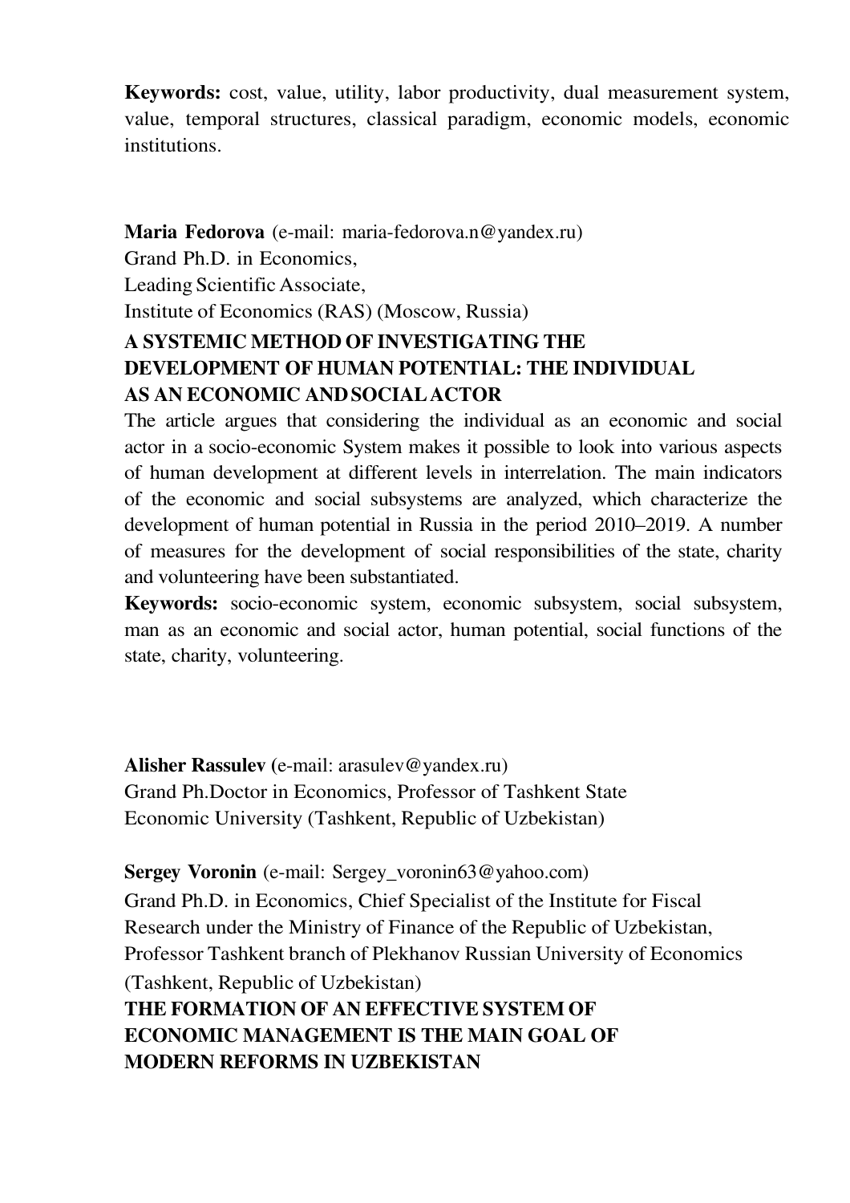**Keywords:** cost, value, utility, labor productivity, dual measurement system, value, temporal structures, classical paradigm, economic models, economic institutions.

**Maria Fedorova** (e-mail: maria-fedorova.n@yandex.ru)
Grand Ph.D. in Economics,
Leading Scientific Associate,
Institute of Economics (RAS) (Moscow, Russia)

**A SYSTEMIC METHOD OF INVESTIGATING THE DEVELOPMENT OF HUMAN POTENTIAL: THE INDIVIDUAL AS AN ECONOMIC AND SOCIAL ACTOR**

The article argues that considering the individual as an economic and social actor in a socio-economic System makes it possible to look into various aspects of human development at different levels in interrelation. The main indicators of the economic and social subsystems are analyzed, which characterize the development of human potential in Russia in the period 2010–2019. A number of measures for the development of social responsibilities of the state, charity and volunteering have been substantiated.

**Keywords:** socio-economic system, economic subsystem, social subsystem, man as an economic and social actor, human potential, social functions of the state, charity, volunteering.

**Alisher Rassulev** (e-mail: arasulev@yandex.ru)
Grand Ph.Doctor in Economics, Professor of Tashkent State Economic University (Tashkent, Republic of Uzbekistan)

**Sergey Voronin** (e-mail: Sergey_voronin63@yahoo.com)
Grand Ph.D. in Economics, Chief Specialist of the Institute for Fiscal Research under the Ministry of Finance of the Republic of Uzbekistan, Professor Tashkent branch of Plekhanov Russian University of Economics (Tashkent, Republic of Uzbekistan)

**THE FORMATION OF AN EFFECTIVE SYSTEM OF ECONOMIC MANAGEMENT IS THE MAIN GOAL OF MODERN REFORMS IN UZBEKISTAN**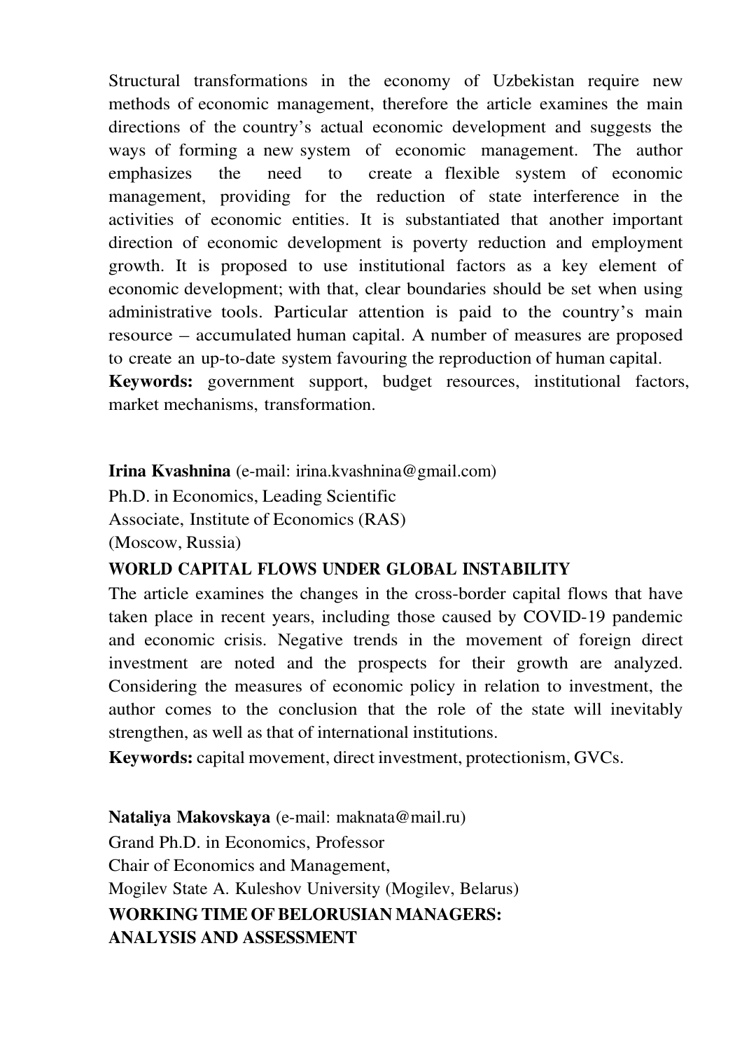Structural transformations in the economy of Uzbekistan require new methods of economic management, therefore the article examines the main directions of the country's actual economic development and suggests the ways of forming a new system of economic management. The author emphasizes the need to create a flexible system of economic management, providing for the reduction of state interference in the activities of economic entities. It is substantiated that another important direction of economic development is poverty reduction and employment growth. It is proposed to use institutional factors as a key element of economic development; with that, clear boundaries should be set when using administrative tools. Particular attention is paid to the country's main resource – accumulated human capital. A number of measures are proposed to create an up-to-date system favouring the reproduction of human capital.

**Keywords:** government support, budget resources, institutional factors, market mechanisms, transformation.

**Irina Kvashnina** (e-mail: irina.kvashnina@gmail.com)
Ph.D. in Economics, Leading Scientific
Associate, Institute of Economics (RAS)
(Moscow, Russia)

**WORLD CAPITAL FLOWS UNDER GLOBAL INSTABILITY**

The article examines the changes in the cross-border capital flows that have taken place in recent years, including those caused by COVID-19 pandemic and economic crisis. Negative trends in the movement of foreign direct investment are noted and the prospects for their growth are analyzed. Considering the measures of economic policy in relation to investment, the author comes to the conclusion that the role of the state will inevitably strengthen, as well as that of international institutions.

**Keywords:** capital movement, direct investment, protectionism, GVCs.

**Nataliya Makovskaya** (e-mail: maknata@mail.ru)
Grand Ph.D. in Economics, Professor
Chair of Economics and Management,
Mogilev State A. Kuleshov University (Mogilev, Belarus)

**WORKING TIME OF BELORUSIAN MANAGERS: ANALYSIS AND ASSESSMENT**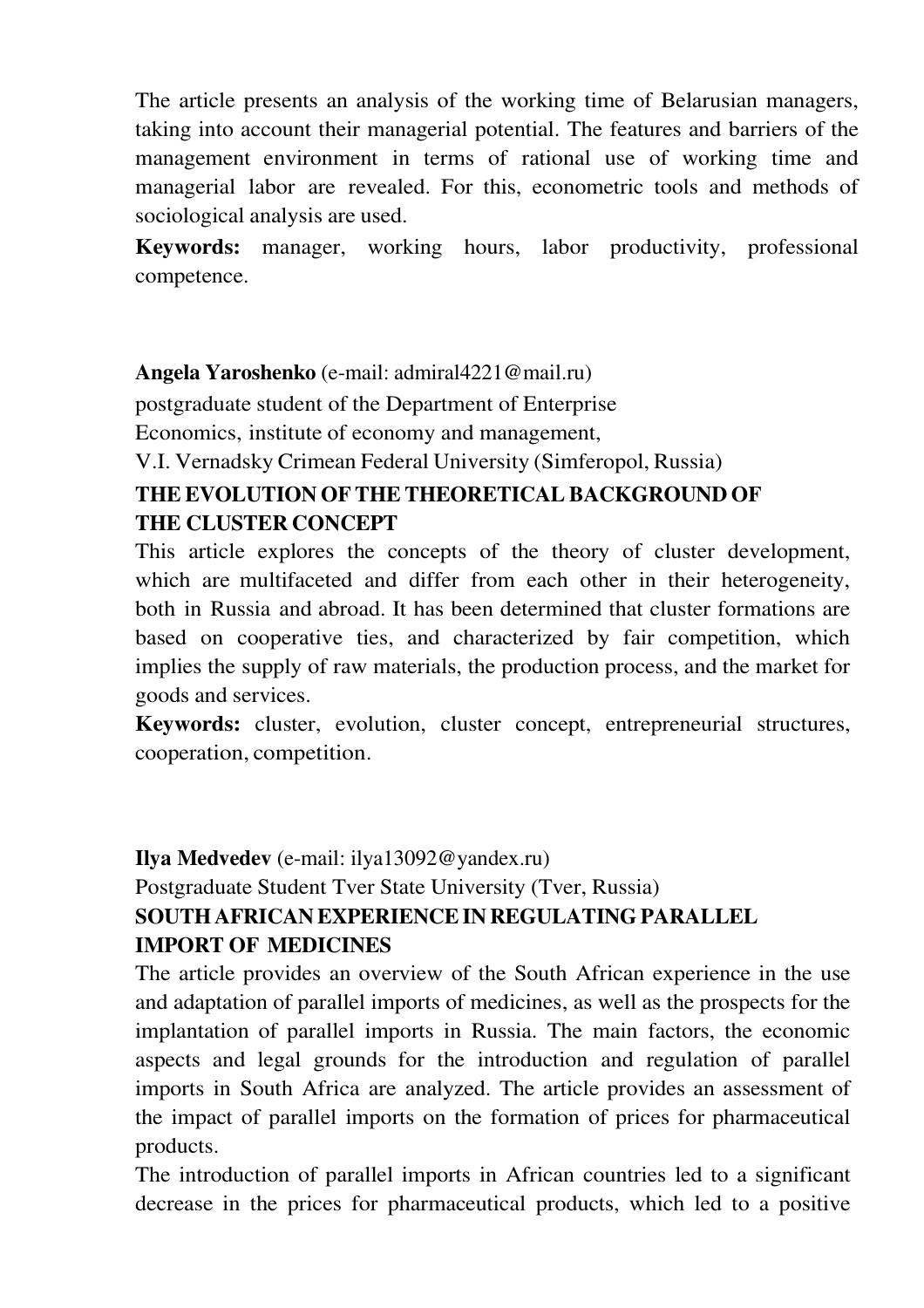The article presents an analysis of the working time of Belarusian managers, taking into account their managerial potential. The features and barriers of the management environment in terms of rational use of working time and managerial labor are revealed. For this, econometric tools and methods of sociological analysis are used.

**Keywords:** manager, working hours, labor productivity, professional competence.

**Angela Yaroshenko** (e-mail: admiral4221@mail.ru)
postgraduate student of the Department of Enterprise
Economics, institute of economy and management,
V.I. Vernadsky Crimean Federal University (Simferopol, Russia)

**THE EVOLUTION OF THE THEORETICAL BACKGROUND OF THE CLUSTER CONCEPT**

This article explores the concepts of the theory of cluster development, which are multifaceted and differ from each other in their heterogeneity, both in Russia and abroad. It has been determined that cluster formations are based on cooperative ties, and characterized by fair competition, which implies the supply of raw materials, the production process, and the market for goods and services.

**Keywords:** cluster, evolution, cluster concept, entrepreneurial structures, cooperation, competition.

**Ilya Medvedev** (e-mail: ilya13092@yandex.ru)
Postgraduate Student Tver State University (Tver, Russia)

**SOUTH AFRICAN EXPERIENCE IN REGULATING PARALLEL IMPORT OF MEDICINES**

The article provides an overview of the South African experience in the use and adaptation of parallel imports of medicines, as well as the prospects for the implantation of parallel imports in Russia. The main factors, the economic aspects and legal grounds for the introduction and regulation of parallel imports in South Africa are analyzed. The article provides an assessment of the impact of parallel imports on the formation of prices for pharmaceutical products.

The introduction of parallel imports in African countries led to a significant decrease in the prices for pharmaceutical products, which led to a positive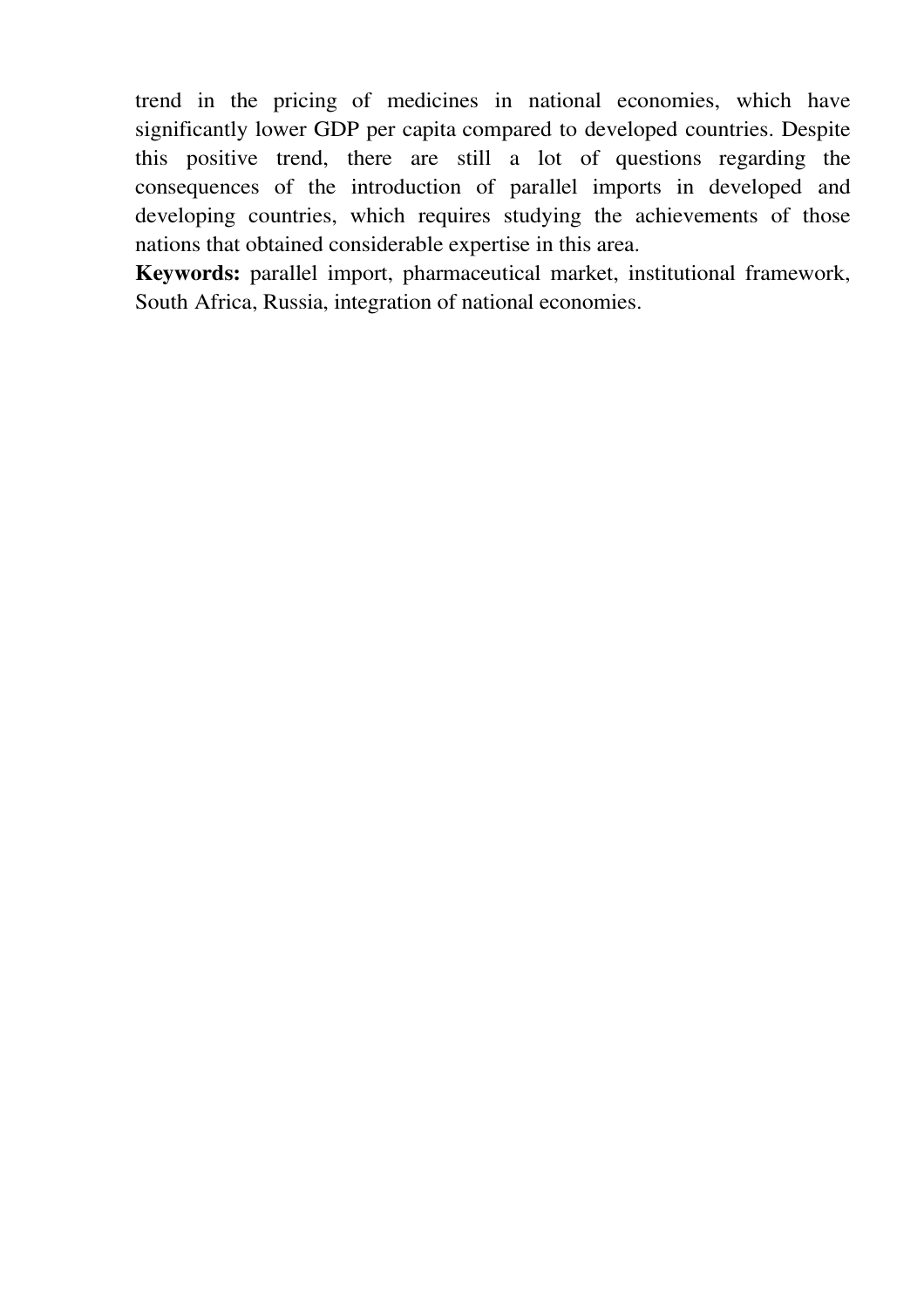trend in the pricing of medicines in national economies, which have significantly lower GDP per capita compared to developed countries. Despite this positive trend, there are still a lot of questions regarding the consequences of the introduction of parallel imports in developed and developing countries, which requires studying the achievements of those nations that obtained considerable expertise in this area.

**Keywords:** parallel import, pharmaceutical market, institutional framework, South Africa, Russia, integration of national economies.